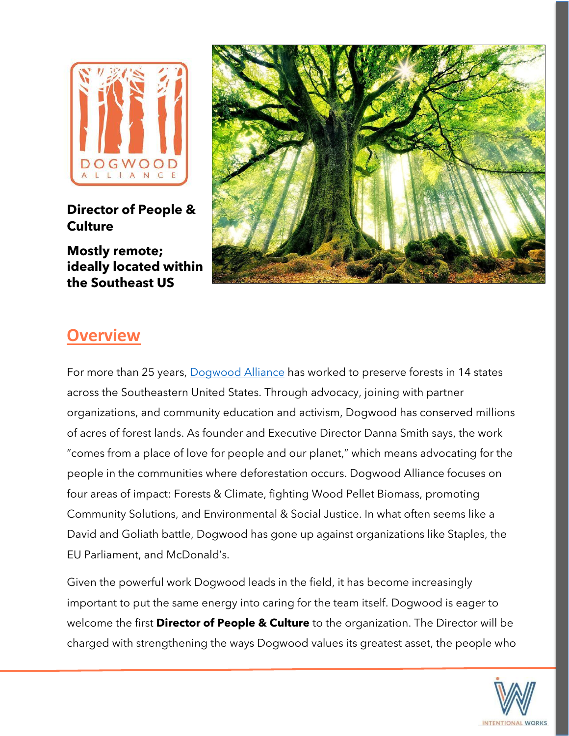**Director of People & Culture**

**Mostly remote; ideally located within the Southeast US**

## Overview

For more than 25 years, [Dogwood Alliance](Dogwood Alliance) has worked to preserve forests in 14 states across the Southeastern United States. Through advocacy, joining with partner organizations, and community education and activism, Dogwood has conserved millions of acres of forest lands. As founder and Executive Director Danna Smith says, the work "comes from a place of love for people and our planet," which means advocating for the people in the communities where deforestation occurs. Dogwood Alliance focuses on four areas of impact: Forests & Climate, fighting Wood Pellet Biomass, promoting Community Solutions, and Environmental & Social Justice. In what often seems like a David and Goliath battle, Dogwood has gone up against organizations like Staples, the EU Parliament, and McDonald's.

Given the powerful work Dogwood leads in the field, it has become increasingly important to put the same energy into caring for the team itself. Dogwood is eager to welcome the first **Director of People & Culture** to the organization. The Director will be charged with strengthening the ways Dogwood values its greatest asset, the people who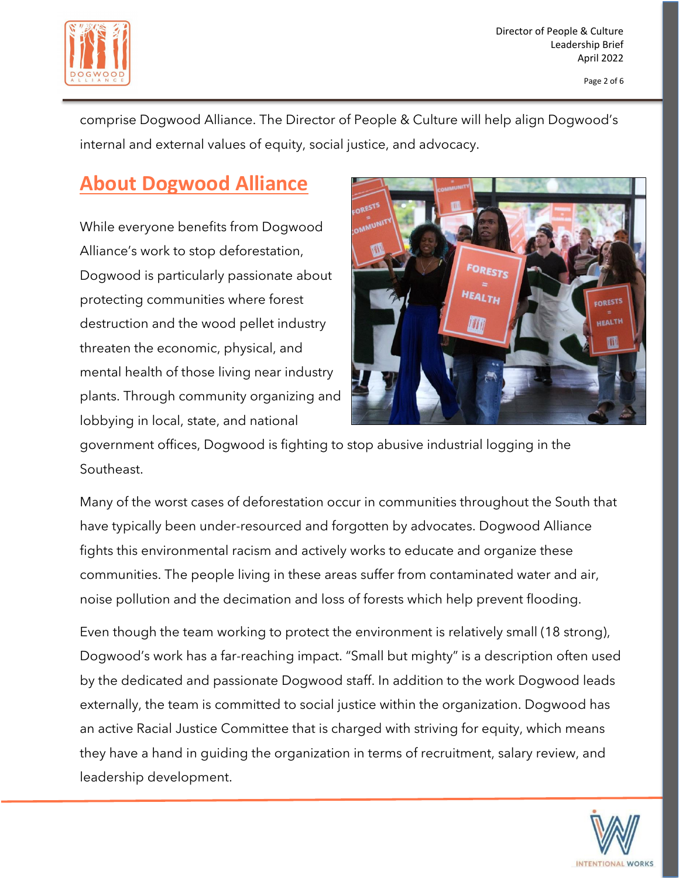comprise Dogwood Alliance. The Director of People & Culture will help align Dogwood's internal and external values of equity, social justice, and advocacy.

## About Dogwood Alliance

While everyone benefits from Dogwood Alliance's work to stop deforestation, Dogwood is particularly passionate about protecting communities where forest destruction and the wood pellet industry threaten the economic, physical, and mental health of those living near industry plants. Through community organizing and lobbying in local, state, and national government offices, Dogwood is fighting to stop abusive industrial logging in the Southeast.

Many of the worst cases of deforestation occur in communities throughout the South that have typically been under-resourced and forgotten by advocates. Dogwood Alliance fights this environmental racism and actively works to educate and organize these communities. The people living in these areas suffer from contaminated water and air, noise pollution and the decimation and loss of forests which help prevent flooding.

Even though the team working to protect the environment is relatively small (18 strong), Dogwood's work has a far-reaching impact. "Small but mighty" is a description often used by the dedicated and passionate Dogwood staff. In addition to the work Dogwood leads externally, the team is committed to social justice within the organization. Dogwood has an active Racial Justice Committee that is charged with striving for equity, which means they have a hand in guiding the organization in terms of recruitment, salary review, and leadership development.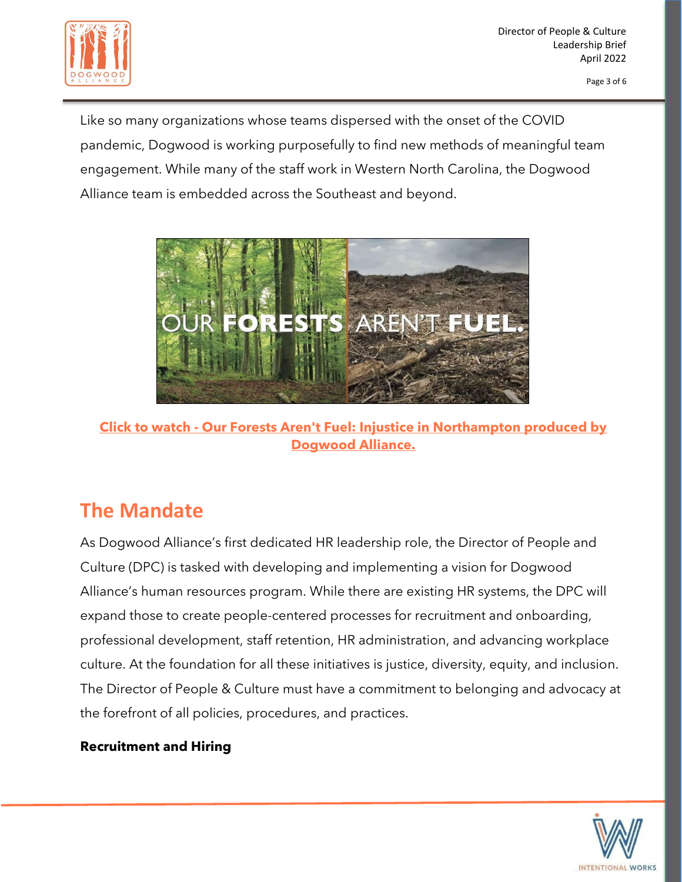Like so many organizations whose teams dispersed with the onset of the COVID pandemic, Dogwood is working purposefully to find new methods of meaningful team engagement. While many of the staff work in Western North Carolina, the Dogwood Alliance team is embedded across the Southeast and beyond.

**Click to watch - Our Forests Aren't Fuel: Injustice in Northampton produced by Dogwood Alliance.**

## The Mandate

As Dogwood Alliance's first dedicated HR leadership role, the Director of People and Culture (DPC) is tasked with developing and implementing a vision for Dogwood Alliance's human resources program. While there are existing HR systems, the DPC will expand those to create people-centered processes for recruitment and onboarding, professional development, staff retention, HR administration, and advancing workplace culture. At the foundation for all these initiatives is justice, diversity, equity, and inclusion. The Director of People & Culture must have a commitment to belonging and advocacy at the forefront of all policies, procedures, and practices.

**Recruitment and Hiring**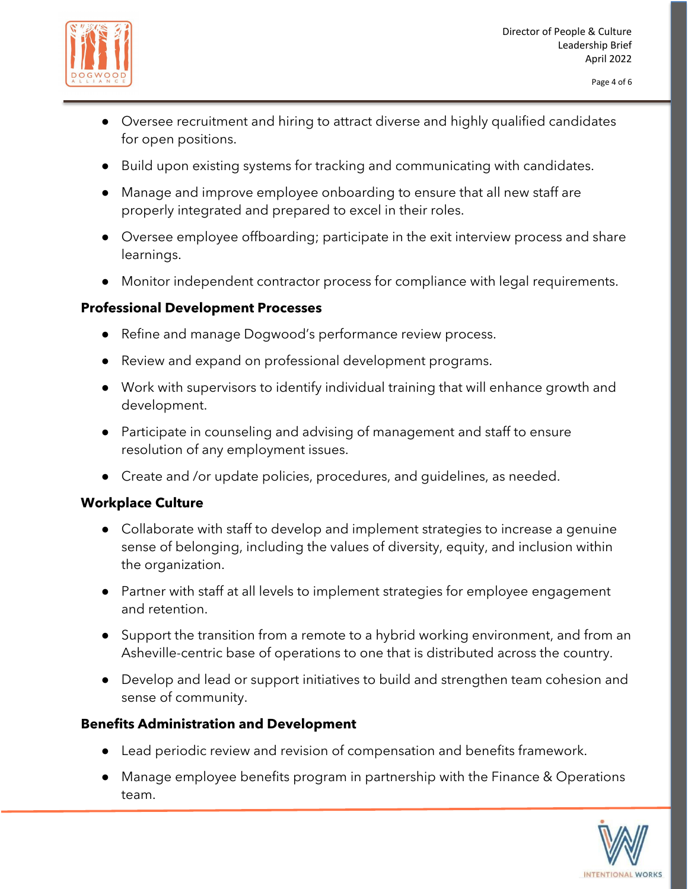- Oversee recruitment and hiring to attract diverse and highly qualified candidates for open positions.
- Build upon existing systems for tracking and communicating with candidates.
- Manage and improve employee onboarding to ensure that all new staff are properly integrated and prepared to excel in their roles.
- Oversee employee offboarding; participate in the exit interview process and share learnings.
- Monitor independent contractor process for compliance with legal requirements.

**Professional Development Processes**

- Refine and manage Dogwood's performance review process.
- Review and expand on professional development programs.
- Work with supervisors to identify individual training that will enhance growth and development.
- Participate in counseling and advising of management and staff to ensure resolution of any employment issues.
- Create and /or update policies, procedures, and guidelines, as needed.

**Workplace Culture**

- Collaborate with staff to develop and implement strategies to increase a genuine sense of belonging, including the values of diversity, equity, and inclusion within the organization.
- Partner with staff at all levels to implement strategies for employee engagement and retention.
- Support the transition from a remote to a hybrid working environment, and from an Asheville-centric base of operations to one that is distributed across the country.
- Develop and lead or support initiatives to build and strengthen team cohesion and sense of community.

**Benefits Administration and Development**

- Lead periodic review and revision of compensation and benefits framework.
- Manage employee benefits program in partnership with the Finance & Operations team.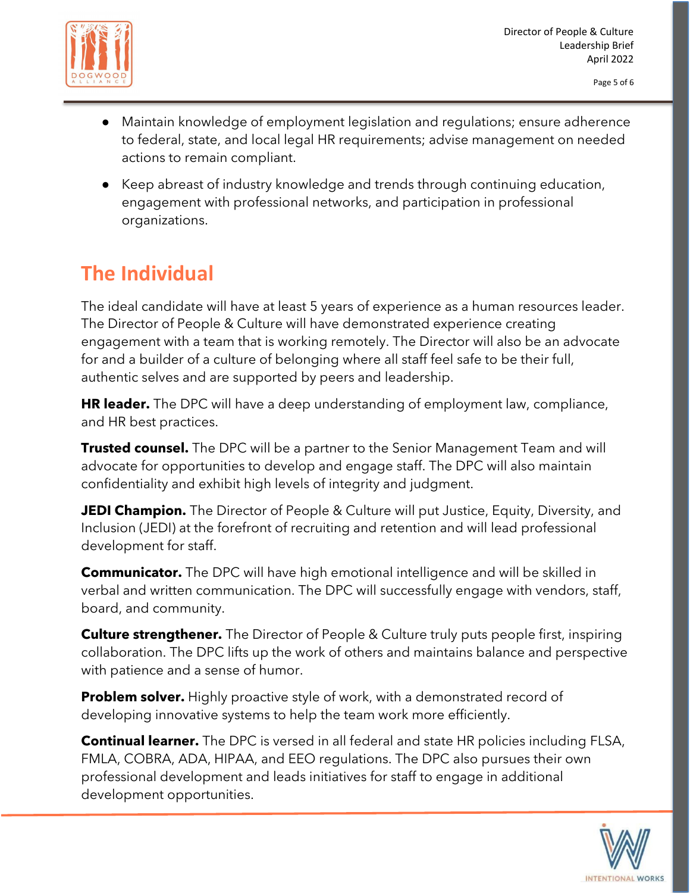- Maintain knowledge of employment legislation and regulations; ensure adherence to federal, state, and local legal HR requirements; advise management on needed actions to remain compliant.
- Keep abreast of industry knowledge and trends through continuing education, engagement with professional networks, and participation in professional organizations.

## The Individual

The ideal candidate will have at least 5 years of experience as a human resources leader. The Director of People & Culture will have demonstrated experience creating engagement with a team that is working remotely. The Director will also be an advocate for and a builder of a culture of belonging where all staff feel safe to be their full, authentic selves and are supported by peers and leadership.

**HR leader.** The DPC will have a deep understanding of employment law, compliance, and HR best practices.

**Trusted counsel.** The DPC will be a partner to the Senior Management Team and will advocate for opportunities to develop and engage staff. The DPC will also maintain confidentiality and exhibit high levels of integrity and judgment.

**JEDI Champion.** The Director of People & Culture will put Justice, Equity, Diversity, and Inclusion (JEDI) at the forefront of recruiting and retention and will lead professional development for staff.

**Communicator.** The DPC will have high emotional intelligence and will be skilled in verbal and written communication. The DPC will successfully engage with vendors, staff, board, and community.

**Culture strengthener.** The Director of People & Culture truly puts people first, inspiring collaboration. The DPC lifts up the work of others and maintains balance and perspective with patience and a sense of humor.

**Problem solver.** Highly proactive style of work, with a demonstrated record of developing innovative systems to help the team work more efficiently.

**Continual learner.** The DPC is versed in all federal and state HR policies including FLSA, FMLA, COBRA, ADA, HIPAA, and EEO regulations. The DPC also pursues their own professional development and leads initiatives for staff to engage in additional development opportunities.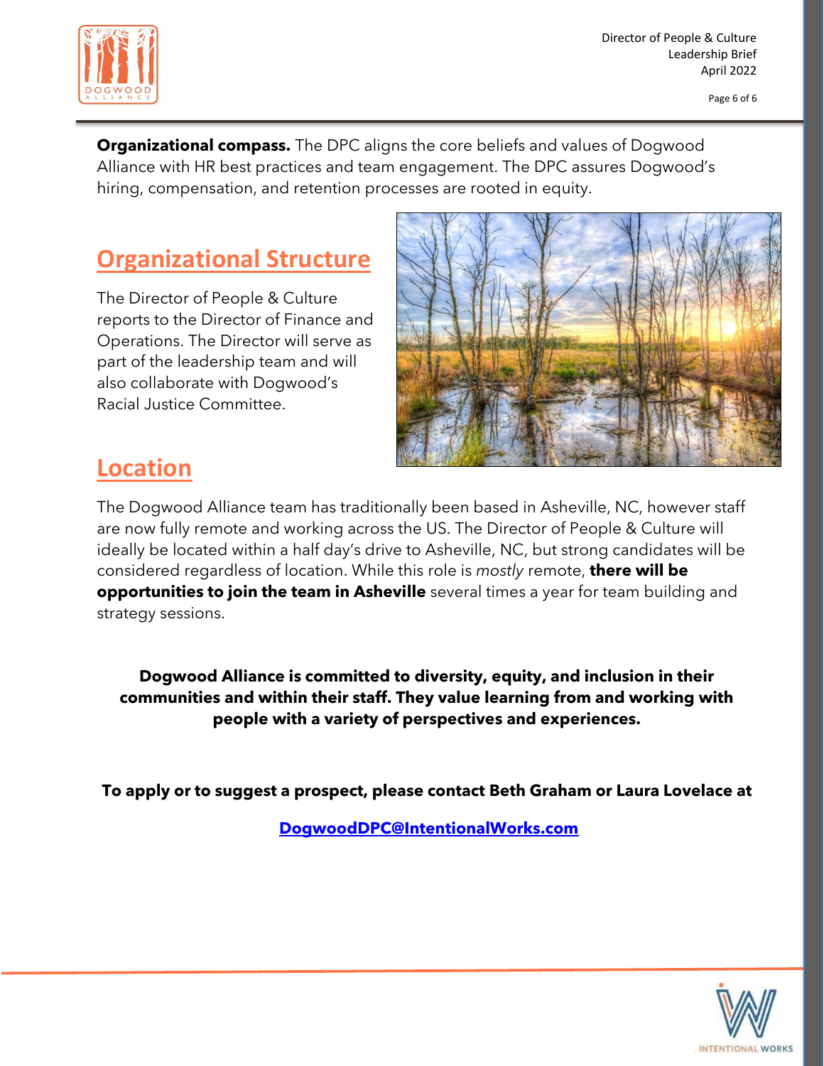**Organizational compass.** The DPC aligns the core beliefs and values of Dogwood Alliance with HR best practices and team engagement. The DPC assures Dogwood's hiring, compensation, and retention processes are rooted in equity.

## Organizational Structure

The Director of People & Culture reports to the Director of Finance and Operations. The Director will serve as part of the leadership team and will also collaborate with Dogwood's Racial Justice Committee.

## Location

The Dogwood Alliance team has traditionally been based in Asheville, NC, however staff are now fully remote and working across the US. The Director of People & Culture will ideally be located within a half day's drive to Asheville, NC, but strong candidates will be considered regardless of location. While this role is *mostly* remote, **there will be opportunities to join the team in Asheville** several times a year for team building and strategy sessions.

**Dogwood Alliance is committed to diversity, equity, and inclusion in their communities and within their staff. They value learning from and working with people with a variety of perspectives and experiences.**

**To apply or to suggest a prospect, please contact Beth Graham or Laura Lovelace at**

**DogwoodDPC@IntentionalWorks.com**